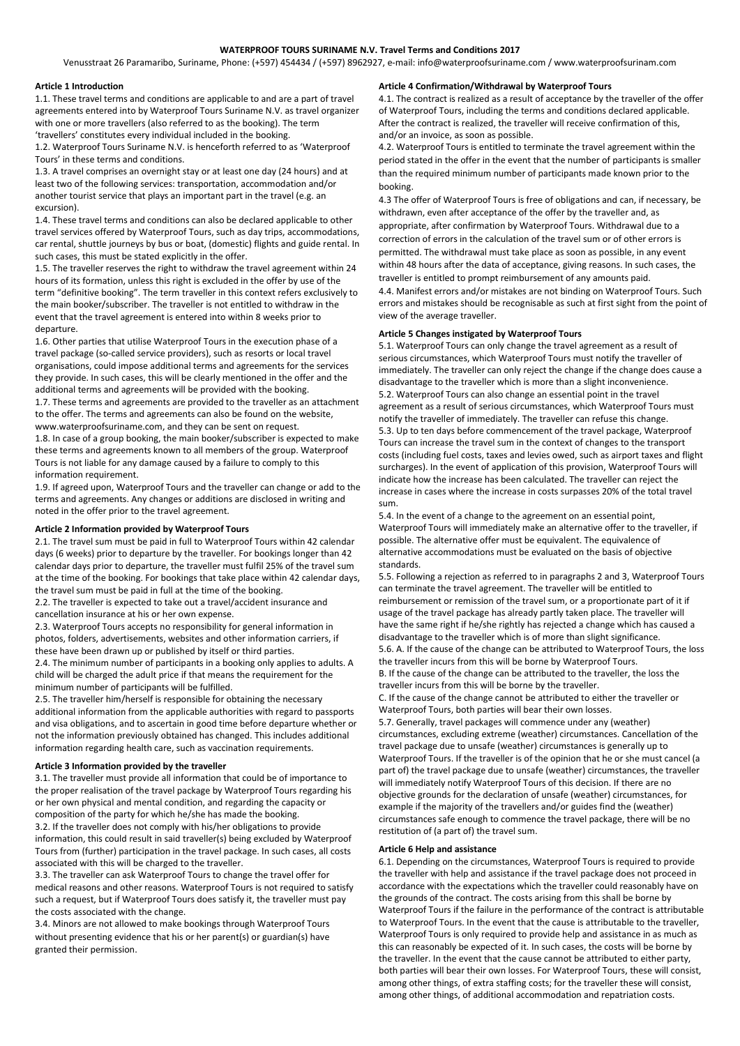# WATERPROOF TOURS SURINAME N.V. Travel Terms and Conditions 2017

Venusstraat 26 Paramaribo, Suriname, Phone: (+597) 454434 / (+597) 8962927, e-mail: info@waterproofsuriname.com / www.waterproofsurinam.com

## Article 1 Introduction

1.1. These travel terms and conditions are applicable to and are a part of travel agreements entered into by Waterproof Tours Suriname N.V. as travel organizer with one or more travellers (also referred to as the booking). The term 'travellers' constitutes every individual included in the booking.

1.2. Waterproof Tours Suriname N.V. is henceforth referred to as 'Waterproof Tours' in these terms and conditions.

1.3. A travel comprises an overnight stay or at least one day (24 hours) and at least two of the following services: transportation, accommodation and/or another tourist service that plays an important part in the travel (e.g. an excursion).

1.4. These travel terms and conditions can also be declared applicable to other travel services offered by Waterproof Tours, such as day trips, accommodations, car rental, shuttle journeys by bus or boat, (domestic) flights and guide rental. In such cases, this must be stated explicitly in the offer.

1.5. The traveller reserves the right to withdraw the travel agreement within 24 hours of its formation, unless this right is excluded in the offer by use of the term "definitive booking". The term traveller in this context refers exclusively to the main booker/subscriber. The traveller is not entitled to withdraw in the event that the travel agreement is entered into within 8 weeks prior to departure.

1.6. Other parties that utilise Waterproof Tours in the execution phase of a travel package (so-called service providers), such as resorts or local travel organisations, could impose additional terms and agreements for the services they provide. In such cases, this will be clearly mentioned in the offer and the additional terms and agreements will be provided with the booking.

1.7. These terms and agreements are provided to the traveller as an attachment to the offer. The terms and agreements can also be found on the website, www.waterproofsuriname.com, and they can be sent on request.

1.8. In case of a group booking, the main booker/subscriber is expected to make these terms and agreements known to all members of the group. Waterproof Tours is not liable for any damage caused by a failure to comply to this information requirement.

1.9. If agreed upon, Waterproof Tours and the traveller can change or add to the terms and agreements. Any changes or additions are disclosed in writing and noted in the offer prior to the travel agreement.

## Article 2 Information provided by Waterproof Tours

2.1. The travel sum must be paid in full to Waterproof Tours within 42 calendar days (6 weeks) prior to departure by the traveller. For bookings longer than 42 calendar days prior to departure, the traveller must fulfil 25% of the travel sum at the time of the booking. For bookings that take place within 42 calendar days, the travel sum must be paid in full at the time of the booking.

2.2. The traveller is expected to take out a travel/accident insurance and cancellation insurance at his or her own expense.

2.3. Waterproof Tours accepts no responsibility for general information in photos, folders, advertisements, websites and other information carriers, if these have been drawn up or published by itself or third parties.

2.4. The minimum number of participants in a booking only applies to adults. A child will be charged the adult price if that means the requirement for the minimum number of participants will be fulfilled.

2.5. The traveller him/herself is responsible for obtaining the necessary additional information from the applicable authorities with regard to passports and visa obligations, and to ascertain in good time before departure whether or not the information previously obtained has changed. This includes additional information regarding health care, such as vaccination requirements.

## Article 3 Information provided by the traveller

3.1. The traveller must provide all information that could be of importance to the proper realisation of the travel package by Waterproof Tours regarding his or her own physical and mental condition, and regarding the capacity or composition of the party for which he/she has made the booking.

3.2. If the traveller does not comply with his/her obligations to provide information, this could result in said traveller(s) being excluded by Waterproof Tours from (further) participation in the travel package. In such cases, all costs associated with this will be charged to the traveller.

3.3. The traveller can ask Waterproof Tours to change the travel offer for medical reasons and other reasons. Waterproof Tours is not required to satisfy such a request, but if Waterproof Tours does satisfy it, the traveller must pay the costs associated with the change.

3.4. Minors are not allowed to make bookings through Waterproof Tours without presenting evidence that his or her parent(s) or guardian(s) have granted their permission.

## Article 4 Confirmation/Withdrawal by Waterproof Tours

4.1. The contract is realized as a result of acceptance by the traveller of the offer of Waterproof Tours, including the terms and conditions declared applicable. After the contract is realized, the traveller will receive confirmation of this, and/or an invoice, as soon as possible.

4.2. Waterproof Tours is entitled to terminate the travel agreement within the period stated in the offer in the event that the number of participants is smaller than the required minimum number of participants made known prior to the booking.

4.3 The offer of Waterproof Tours is free of obligations and can, if necessary, be withdrawn, even after acceptance of the offer by the traveller and, as appropriate, after confirmation by Waterproof Tours. Withdrawal due to a correction of errors in the calculation of the travel sum or of other errors is permitted. The withdrawal must take place as soon as possible, in any event within 48 hours after the data of acceptance, giving reasons. In such cases, the traveller is entitled to prompt reimbursement of any amounts paid.

4.4. Manifest errors and/or mistakes are not binding on Waterproof Tours. Such errors and mistakes should be recognisable as such at first sight from the point of view of the average traveller.

## Article 5 Changes instigated by Waterproof Tours

5.1. Waterproof Tours can only change the travel agreement as a result of serious circumstances, which Waterproof Tours must notify the traveller of immediately. The traveller can only reject the change if the change does cause a disadvantage to the traveller which is more than a slight inconvenience.

5.2. Waterproof Tours can also change an essential point in the travel agreement as a result of serious circumstances, which Waterproof Tours must notify the traveller of immediately. The traveller can refuse this change.

5.3. Up to ten days before commencement of the travel package, Waterproof Tours can increase the travel sum in the context of changes to the transport costs (including fuel costs, taxes and levies owed, such as airport taxes and flight surcharges). In the event of application of this provision, Waterproof Tours will indicate how the increase has been calculated. The traveller can reject the increase in cases where the increase in costs surpasses 20% of the total travel sum.

5.4. In the event of a change to the agreement on an essential point, Waterproof Tours will immediately make an alternative offer to the traveller, if possible. The alternative offer must be equivalent. The equivalence of alternative accommodations must be evaluated on the basis of objective standards.

5.5. Following a rejection as referred to in paragraphs 2 and 3, Waterproof Tours can terminate the travel agreement. The traveller will be entitled to reimbursement or remission of the travel sum, or a proportionate part of it if usage of the travel package has already partly taken place. The traveller will have the same right if he/she rightly has rejected a change which has caused a disadvantage to the traveller which is of more than slight significance.

5.6. A. If the cause of the change can be attributed to Waterproof Tours, the loss the traveller incurs from this will be borne by Waterproof Tours.

B. If the cause of the change can be attributed to the traveller, the loss the traveller incurs from this will be borne by the traveller.

C. If the cause of the change cannot be attributed to either the traveller or Waterproof Tours, both parties will bear their own losses.

5.7. Generally, travel packages will commence under any (weather) circumstances, excluding extreme (weather) circumstances. Cancellation of the travel package due to unsafe (weather) circumstances is generally up to Waterproof Tours. If the traveller is of the opinion that he or she must cancel (a part of) the travel package due to unsafe (weather) circumstances, the traveller will immediately notify Waterproof Tours of this decision. If there are no objective grounds for the declaration of unsafe (weather) circumstances, for example if the majority of the travellers and/or guides find the (weather) circumstances safe enough to commence the travel package, there will be no restitution of (a part of) the travel sum.

## Article 6 Help and assistance

6.1. Depending on the circumstances, Waterproof Tours is required to provide the traveller with help and assistance if the travel package does not proceed in accordance with the expectations which the traveller could reasonably have on the grounds of the contract. The costs arising from this shall be borne by Waterproof Tours if the failure in the performance of the contract is attributable to Waterproof Tours. In the event that the cause is attributable to the traveller, Waterproof Tours is only required to provide help and assistance in as much as this can reasonably be expected of it. In such cases, the costs will be borne by the traveller. In the event that the cause cannot be attributed to either party, both parties will bear their own losses. For Waterproof Tours, these will consist, among other things, of extra staffing costs; for the traveller these will consist, among other things, of additional accommodation and repatriation costs.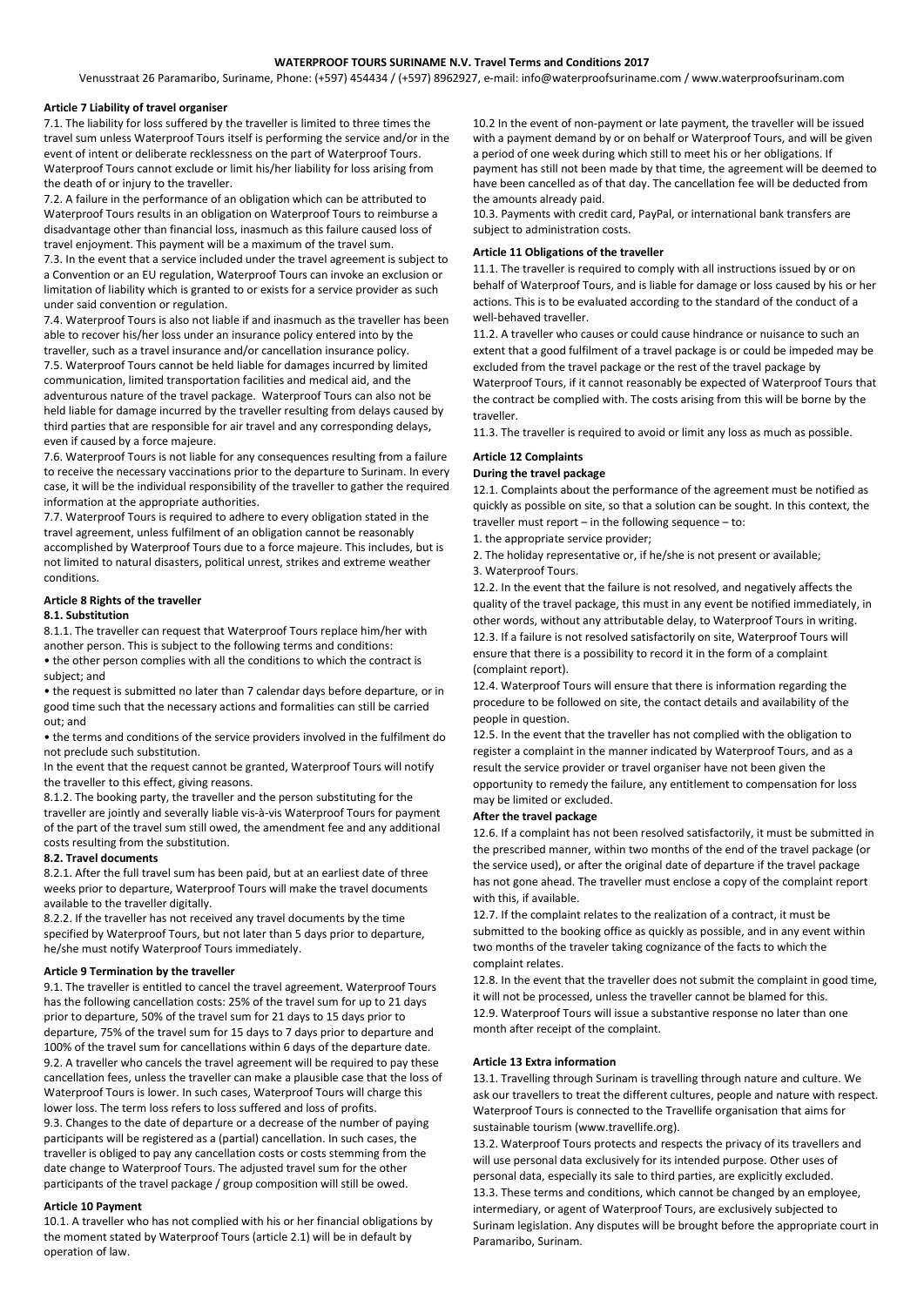**WATERPROOF TOURS SURINAME N.V. Travel Terms and Conditions 2017**

Venusstraat 26 Paramaribo, Suriname, Phone: (+597) 454434 / (+597) 8962927, e-mail: info@waterproofsuriname.com / www.waterproofsurinam.com

#### Article 7 Liability of travel organiser

7.1. The liability for loss suffered by the traveller is limited to three times the travel sum unless Waterproof Tours itself is performing the service and/or in the event of intent or deliberate recklessness on the part of Waterproof Tours. Waterproof Tours cannot exclude or limit his/her liability for loss arising from the death of or injury to the traveller.

7.2. A failure in the performance of an obligation which can be attributed to Waterproof Tours results in an obligation on Waterproof Tours to reimburse a disadvantage other than financial loss, inasmuch as this failure caused loss of travel enjoyment. This payment will be a maximum of the travel sum.

7.3. In the event that a service included under the travel agreement is subject to a Convention or an EU regulation, Waterproof Tours can invoke an exclusion or limitation of liability which is granted to or exists for a service provider as such under said convention or regulation.

7.4. Waterproof Tours is also not liable if and inasmuch as the traveller has been able to recover his/her loss under an insurance policy entered into by the traveller, such as a travel insurance and/or cancellation insurance policy.

7.5. Waterproof Tours cannot be held liable for damages incurred by limited communication, limited transportation facilities and medical aid, and the adventurous nature of the travel package. Waterproof Tours can also not be held liable for damage incurred by the traveller resulting from delays caused by third parties that are responsible for air travel and any corresponding delays, even if caused by a force majeure.

7.6. Waterproof Tours is not liable for any consequences resulting from a failure to receive the necessary vaccinations prior to the departure to Surinam. In every case, it will be the individual responsibility of the traveller to gather the required information at the appropriate authorities.

7.7. Waterproof Tours is required to adhere to every obligation stated in the travel agreement, unless fulfilment of an obligation cannot be reasonably accomplished by Waterproof Tours due to a force majeure. This includes, but is not limited to natural disasters, political unrest, strikes and extreme weather conditions.

#### Article 8 Rights of the traveller

**8.1. Substitution**

8.1.1. The traveller can request that Waterproof Tours replace him/her with another person. This is subject to the following terms and conditions:

- the other person complies with all the conditions to which the contract is subject; and
- the request is submitted no later than 7 calendar days before departure, or in good time such that the necessary actions and formalities can still be carried out; and
- the terms and conditions of the service providers involved in the fulfilment do not preclude such substitution.

In the event that the request cannot be granted, Waterproof Tours will notify the traveller to this effect, giving reasons.

8.1.2. The booking party, the traveller and the person substituting for the traveller are jointly and severally liable vis-à-vis Waterproof Tours for payment of the part of the travel sum still owed, the amendment fee and any additional costs resulting from the substitution.

**8.2. Travel documents**

8.2.1. After the full travel sum has been paid, but at an earliest date of three weeks prior to departure, Waterproof Tours will make the travel documents available to the traveller digitally.

8.2.2. If the traveller has not received any travel documents by the time specified by Waterproof Tours, but not later than 5 days prior to departure, he/she must notify Waterproof Tours immediately.

#### Article 9 Termination by the traveller

9.1. The traveller is entitled to cancel the travel agreement. Waterproof Tours has the following cancellation costs: 25% of the travel sum for up to 21 days prior to departure, 50% of the travel sum for 21 days to 15 days prior to departure, 75% of the travel sum for 15 days to 7 days prior to departure and 100% of the travel sum for cancellations within 6 days of the departure date.

9.2. A traveller who cancels the travel agreement will be required to pay these cancellation fees, unless the traveller can make a plausible case that the loss of Waterproof Tours is lower. In such cases, Waterproof Tours will charge this lower loss. The term loss refers to loss suffered and loss of profits.

9.3. Changes to the date of departure or a decrease of the number of paying participants will be registered as a (partial) cancellation. In such cases, the traveller is obliged to pay any cancellation costs or costs stemming from the date change to Waterproof Tours. The adjusted travel sum for the other participants of the travel package / group composition will still be owed.

#### Article 10 Payment

10.1. A traveller who has not complied with his or her financial obligations by the moment stated by Waterproof Tours (article 2.1) will be in default by operation of law.

10.2 In the event of non-payment or late payment, the traveller will be issued with a payment demand by or on behalf or Waterproof Tours, and will be given a period of one week during which still to meet his or her obligations. If payment has still not been made by that time, the agreement will be deemed to have been cancelled as of that day. The cancellation fee will be deducted from the amounts already paid.

10.3. Payments with credit card, PayPal, or international bank transfers are subject to administration costs.

#### Article 11 Obligations of the traveller

11.1. The traveller is required to comply with all instructions issued by or on behalf of Waterproof Tours, and is liable for damage or loss caused by his or her actions. This is to be evaluated according to the standard of the conduct of a well-behaved traveller.

11.2. A traveller who causes or could cause hindrance or nuisance to such an extent that a good fulfilment of a travel package is or could be impeded may be excluded from the travel package or the rest of the travel package by Waterproof Tours, if it cannot reasonably be expected of Waterproof Tours that the contract be complied with. The costs arising from this will be borne by the traveller.

11.3. The traveller is required to avoid or limit any loss as much as possible.

#### Article 12 Complaints

**During the travel package**

12.1. Complaints about the performance of the agreement must be notified as quickly as possible on site, so that a solution can be sought. In this context, the traveller must report – in the following sequence – to:

1. the appropriate service provider;
2. The holiday representative or, if he/she is not present or available;
3. Waterproof Tours.

12.2. In the event that the failure is not resolved, and negatively affects the quality of the travel package, this must in any event be notified immediately, in other words, without any attributable delay, to Waterproof Tours in writing.

12.3. If a failure is not resolved satisfactorily on site, Waterproof Tours will ensure that there is a possibility to record it in the form of a complaint (complaint report).

12.4. Waterproof Tours will ensure that there is information regarding the procedure to be followed on site, the contact details and availability of the people in question.

12.5. In the event that the traveller has not complied with the obligation to register a complaint in the manner indicated by Waterproof Tours, and as a result the service provider or travel organiser have not been given the opportunity to remedy the failure, any entitlement to compensation for loss may be limited or excluded.

**After the travel package**

12.6. If a complaint has not been resolved satisfactorily, it must be submitted in the prescribed manner, within two months of the end of the travel package (or the service used), or after the original date of departure if the travel package has not gone ahead. The traveller must enclose a copy of the complaint report with this, if available.

12.7. If the complaint relates to the realization of a contract, it must be submitted to the booking office as quickly as possible, and in any event within two months of the traveler taking cognizance of the facts to which the complaint relates.

12.8. In the event that the traveller does not submit the complaint in good time, it will not be processed, unless the traveller cannot be blamed for this.

12.9. Waterproof Tours will issue a substantive response no later than one month after receipt of the complaint.

#### Article 13 Extra information

13.1. Travelling through Surinam is travelling through nature and culture. We ask our travellers to treat the different cultures, people and nature with respect. Waterproof Tours is connected to the Travellife organisation that aims for sustainable tourism (www.travellife.org).

13.2. Waterproof Tours protects and respects the privacy of its travellers and will use personal data exclusively for its intended purpose. Other uses of personal data, especially its sale to third parties, are explicitly excluded.

13.3. These terms and conditions, which cannot be changed by an employee, intermediary, or agent of Waterproof Tours, are exclusively subjected to Surinam legislation. Any disputes will be brought before the appropriate court in Paramaribo, Surinam.